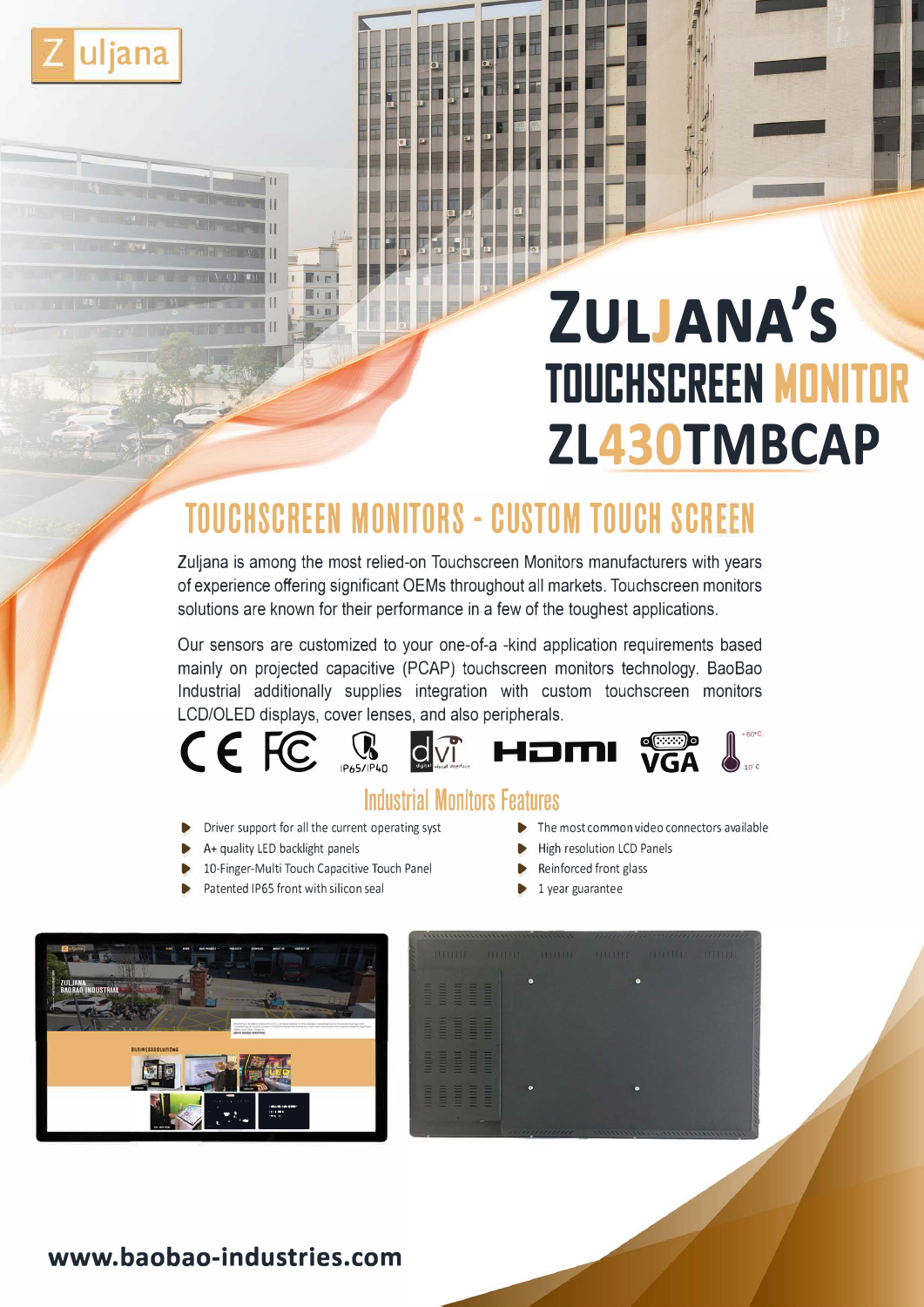# ZULJANA'S TOUCHSCREEN MONITOR ZL430TMBCAP

## TOUCHSCREEN MONITORS - CUSTOM TOUCH SCREEN

Zuljana is among the most relied-on Touchscreen Monitors manufacturers with years of experience offering significant OEMs throughout all markets. Touchscreen monitors solutions are known for their performance in a few of the toughest applications.

Our sensors are customized to your one-of-a -kind application requirements based mainly on projected capacitive (PCAP) touchscreen monitors technology. BaoBao Industrial additionally supplies integration with custom touchscreen monitors LCD/OLED displays, cover lenses, and also peripherals.

IP65/IP40

### Industrial Monitors Features

- Driver support for all the current operating syst
- A+ quality LED backlight panels
- 10-Finger-Multi Touch Capacitive Touch Panel
- Patented IP65 front with silicon seal
- The most common video connectors available
- High resolution LCD Panels
- Reinforced front glass
- 1 year guarantee

www.baobao-industries.com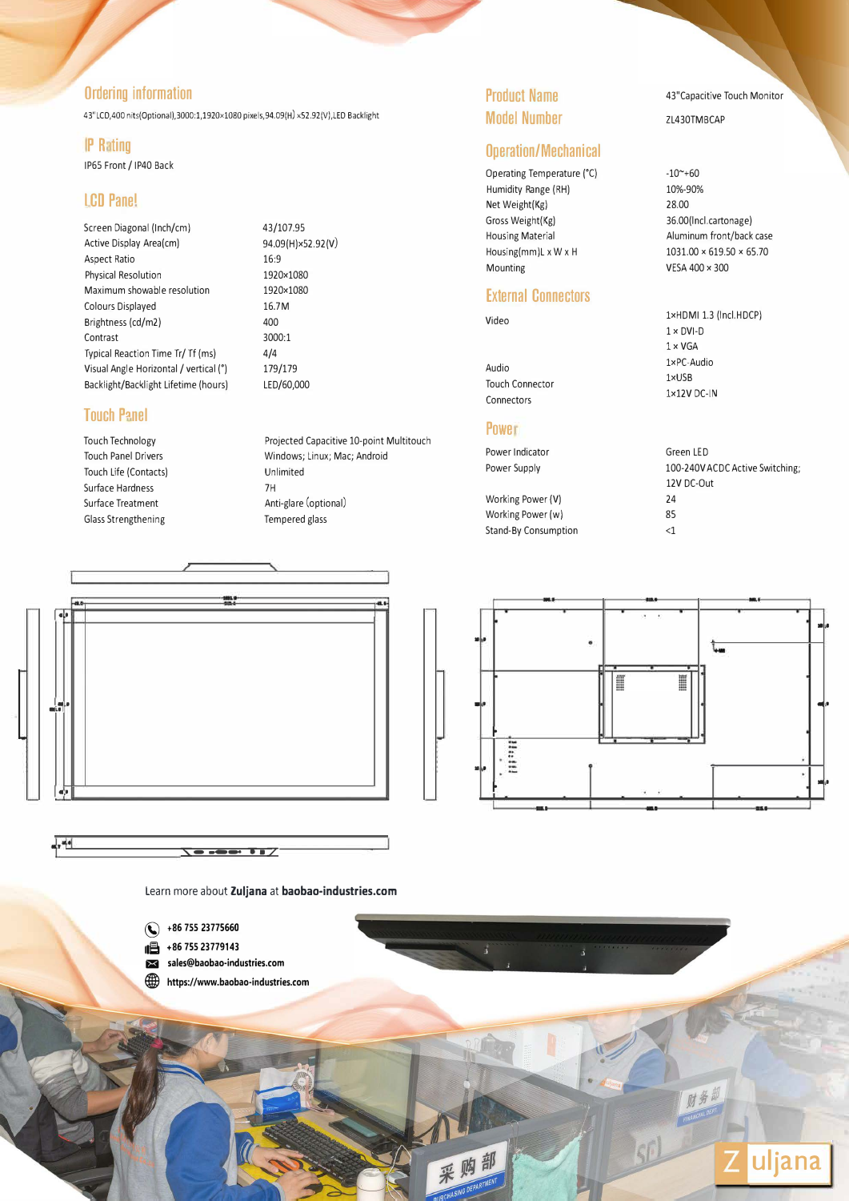## Ordering information

43"LCD,400 nits(Optional),3000:1,1920×1080 pixels,94.09(H) ×52.92(V),LED Backlight

## IP Rating

IP65 Front / IP40 Back

## LCD Panel

| | |
|---|---|
| Screen Diagonal (Inch/cm) | 43/107.95 |
| Active Display Area(cm) | 94.09(H)×52.92(V) |
| Aspect Ratio | 16:9 |
| Physical Resolution | 1920×1080 |
| Maximum showable resolution | 1920×1080 |
| Colours Displayed | 16.7M |
| Brightness (cd/m2) | 400 |
| Contrast | 3000:1 |
| Typical Reaction Time Tr/ Tf (ms) | 4/4 |
| Visual Angle Horizontal / vertical (°) | 179/179 |
| Backlight/Backlight Lifetime (hours) | LED/60,000 |

## Touch Panel

| | |
|---|---|
| Touch Technology | Projected Capacitive 10-point Multitouch |
| Touch Panel Drivers | Windows; Linux; Mac; Android |
| Touch Life (Contacts) | Unlimited |
| Surface Hardness | 7H |
| Surface Treatment | Anti-glare (optional) |
| Glass Strengthening | Tempered glass |

| | |
|---|---|
| **Product Name** | 43"Capacitive Touch Monitor |
| **Model Number** | ZL430TMBCAP |

## Operation/Mechanical

| | |
|---|---|
| Operating Temperature (°C) | -10~+60 |
| Humidity Range (RH) | 10%-90% |
| Net Weight(Kg) | 28.00 |
| Gross Weight(Kg) | 36.00(Incl.cartonage) |
| Housing Material | Aluminum front/back case |
| Housing(mm)L x W x H | 1031.00 × 619.50 × 65.70 |
| Mounting | VESA 400 × 300 |

## External Connectors

| | |
|---|---|
| Video | 1×HDMI 1.3 (Incl.HDCP)<br>1 × DVI-D<br>1 × VGA |
| Audio | 1×PC-Audio |
| Touch Connector | 1×USB |
| Connectors | 1×12V DC-IN |

## Power

| | |
|---|---|
| Power Indicator | Green LED |
| Power Supply | 100-240V ACDC Active Switching;<br>12V DC-Out |
| Working Power (V) | 24 |
| Working Power (w) | 85 |
| Stand-By Consumption | <1 |

Learn more about **Zuljana** at **baobao-industries.com**

**+86 755 23775660**

**+86 755 23779143**

**sales@baobao-industries.com**

**https://www.baobao-industries.com**

Zuljana